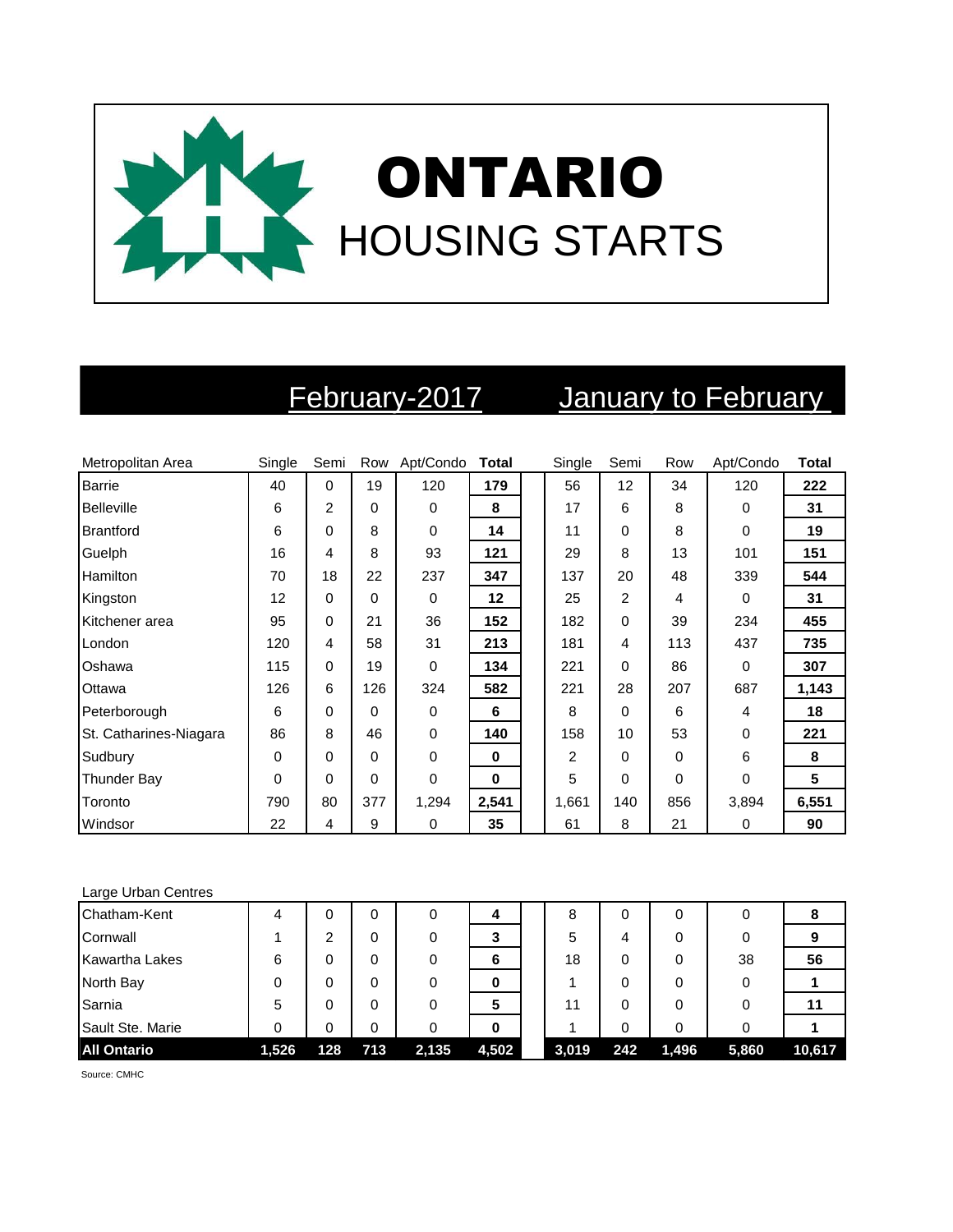# ONTARIO

## HOUSING STARTS

| Metropolitan Area | February-2017 Single | Semi | Row | Apt/Condo | Total | January to February Single | Semi | Row | Apt/Condo | Total |
|---|---|---|---|---|---|---|---|---|---|---|
| Barrie | 40 | 0 | 19 | 120 | **179** | 56 | 12 | 34 | 120 | **222** |
| Belleville | 6 | 2 | 0 | 0 | **8** | 17 | 6 | 8 | 0 | **31** |
| Brantford | 6 | 0 | 8 | 0 | **14** | 11 | 0 | 8 | 0 | **19** |
| Guelph | 16 | 4 | 8 | 93 | **121** | 29 | 8 | 13 | 101 | **151** |
| Hamilton | 70 | 18 | 22 | 237 | **347** | 137 | 20 | 48 | 339 | **544** |
| Kingston | 12 | 0 | 0 | 0 | **12** | 25 | 2 | 4 | 0 | **31** |
| Kitchener area | 95 | 0 | 21 | 36 | **152** | 182 | 0 | 39 | 234 | **455** |
| London | 120 | 4 | 58 | 31 | **213** | 181 | 4 | 113 | 437 | **735** |
| Oshawa | 115 | 0 | 19 | 0 | **134** | 221 | 0 | 86 | 0 | **307** |
| Ottawa | 126 | 6 | 126 | 324 | **582** | 221 | 28 | 207 | 687 | **1,143** |
| Peterborough | 6 | 0 | 0 | 0 | **6** | 8 | 0 | 6 | 4 | **18** |
| St. Catharines-Niagara | 86 | 8 | 46 | 0 | **140** | 158 | 10 | 53 | 0 | **221** |
| Sudbury | 0 | 0 | 0 | 0 | **0** | 2 | 0 | 0 | 6 | **8** |
| Thunder Bay | 0 | 0 | 0 | 0 | **0** | 5 | 0 | 0 | 0 | **5** |
| Toronto | 790 | 80 | 377 | 1,294 | **2,541** | 1,661 | 140 | 856 | 3,894 | **6,551** |
| Windsor | 22 | 4 | 9 | 0 | **35** | 61 | 8 | 21 | 0 | **90** |
| Large Urban Centres | | | | | | | | | | |
| Chatham-Kent | 4 | 0 | 0 | 0 | **4** | 8 | 0 | 0 | 0 | **8** |
| Cornwall | 1 | 2 | 0 | 0 | **3** | 5 | 4 | 0 | 0 | **9** |
| Kawartha Lakes | 6 | 0 | 0 | 0 | **6** | 18 | 0 | 0 | 38 | **56** |
| North Bay | 0 | 0 | 0 | 0 | **0** | 1 | 0 | 0 | 0 | **1** |
| Sarnia | 5 | 0 | 0 | 0 | **5** | 11 | 0 | 0 | 0 | **11** |
| Sault Ste. Marie | 0 | 0 | 0 | 0 | **0** | 1 | 0 | 0 | 0 | **1** |
| **All Ontario** | **1,526** | **128** | **713** | **2,135** | **4,502** | **3,019** | **242** | **1,496** | **5,860** | **10,617** |

Source: CMHC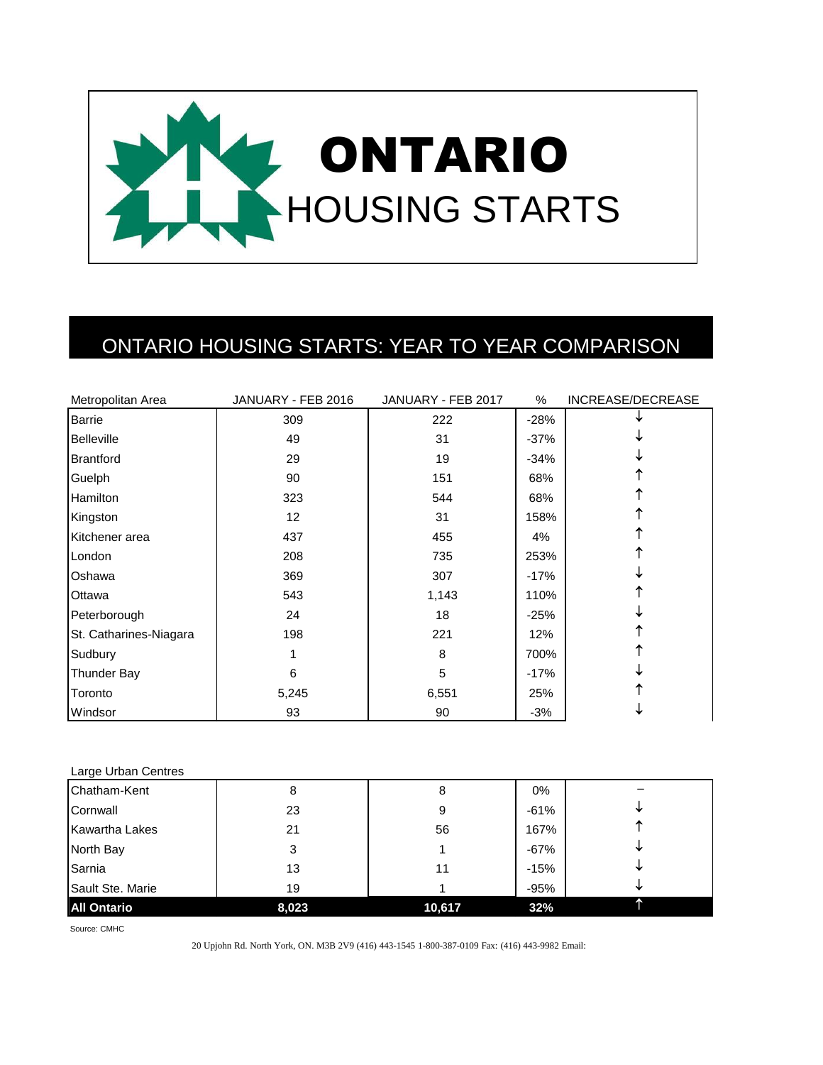# ONTARIO

## HOUSING STARTS

## ONTARIO HOUSING STARTS: YEAR TO YEAR COMPARISON

| Metropolitan Area | JANUARY - FEB 2016 | JANUARY - FEB 2017 | % | INCREASE/DECREASE |
|---|---|---|---|---|
| Barrie | 309 | 222 | -28% | ↓ |
| Belleville | 49 | 31 | -37% | ↓ |
| Brantford | 29 | 19 | -34% | ↓ |
| Guelph | 90 | 151 | 68% | ↑ |
| Hamilton | 323 | 544 | 68% | ↑ |
| Kingston | 12 | 31 | 158% | ↑ |
| Kitchener area | 437 | 455 | 4% | ↑ |
| London | 208 | 735 | 253% | ↑ |
| Oshawa | 369 | 307 | -17% | ↓ |
| Ottawa | 543 | 1,143 | 110% | ↑ |
| Peterborough | 24 | 18 | -25% | ↓ |
| St. Catharines-Niagara | 198 | 221 | 12% | ↑ |
| Sudbury | 1 | 8 | 700% | ↑ |
| Thunder Bay | 6 | 5 | -17% | ↓ |
| Toronto | 5,245 | 6,551 | 25% | ↑ |
| Windsor | 93 | 90 | -3% | ↓ |

| Large Urban Centres | | | | |
|---|---|---|---|---|
| Chatham-Kent | 8 | 8 | 0% | − |
| Cornwall | 23 | 9 | -61% | ↓ |
| Kawartha Lakes | 21 | 56 | 167% | ↑ |
| North Bay | 3 | 1 | -67% | ↓ |
| Sarnia | 13 | 11 | -15% | ↓ |
| Sault Ste. Marie | 19 | 1 | -95% | ↓ |
| **All Ontario** | **8,023** | **10,617** | **32%** | ↑ |

Source: CMHC

20 Upjohn Rd. North York, ON. M3B 2V9 (416) 443-1545 1-800-387-0109 Fax: (416) 443-9982 Email: